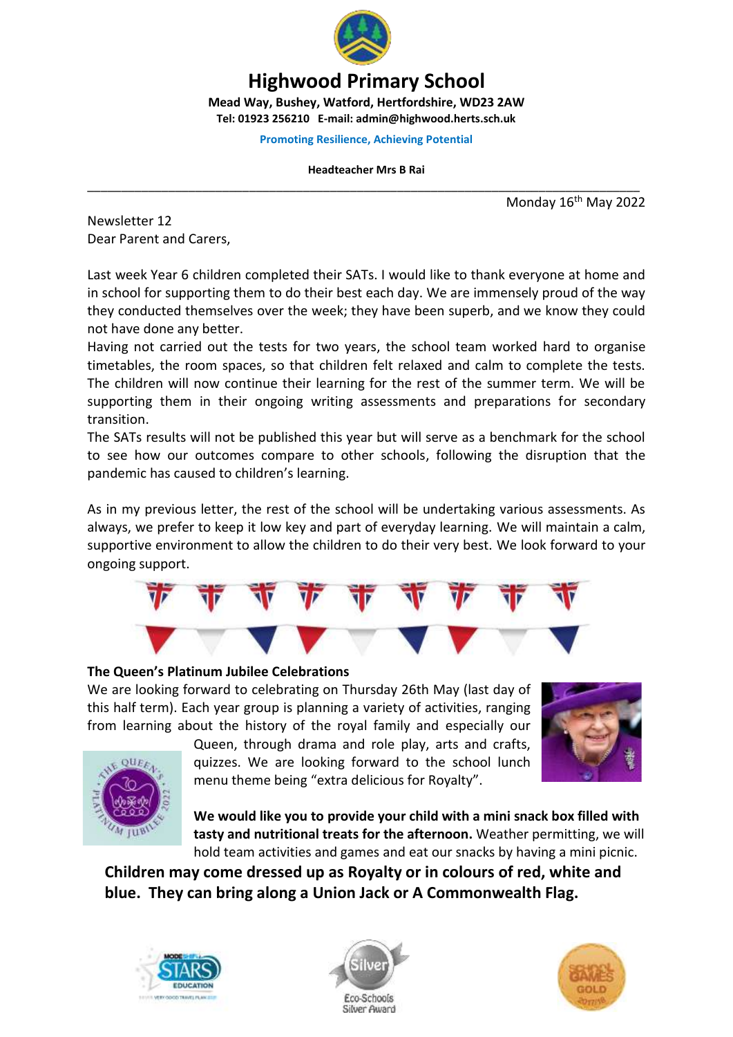# Highwood Primary School

**Mead Way, Bushey, Watford, Hertfordshire, WD23 2AW**
**Tel: 01923 256210 E-mail: admin@highwood.herts.sch.uk**

**Promoting Resilience, Achieving Potential**

**Headteacher Mrs B Rai**

---

Monday 16th May 2022

Newsletter 12
Dear Parent and Carers,

Last week Year 6 children completed their SATs. I would like to thank everyone at home and in school for supporting them to do their best each day. We are immensely proud of the way they conducted themselves over the week; they have been superb, and we know they could not have done any better.
Having not carried out the tests for two years, the school team worked hard to organise timetables, the room spaces, so that children felt relaxed and calm to complete the tests. The children will now continue their learning for the rest of the summer term. We will be supporting them in their ongoing writing assessments and preparations for secondary transition.
The SATs results will not be published this year but will serve as a benchmark for the school to see how our outcomes compare to other schools, following the disruption that the pandemic has caused to children's learning.

As in my previous letter, the rest of the school will be undertaking various assessments. As always, we prefer to keep it low key and part of everyday learning. We will maintain a calm, supportive environment to allow the children to do their very best. We look forward to your ongoing support.

**The Queen's Platinum Jubilee Celebrations**

We are looking forward to celebrating on Thursday 26th May (last day of this half term). Each year group is planning a variety of activities, ranging from learning about the history of the royal family and especially our Queen, through drama and role play, arts and crafts, quizzes. We are looking forward to the school lunch menu theme being "extra delicious for Royalty".

**We would like you to provide your child with a mini snack box filled with tasty and nutritional treats for the afternoon.** Weather permitting, we will hold team activities and games and eat our snacks by having a mini picnic.

**Children may come dressed up as Royalty or in colours of red, white and blue. They can bring along a Union Jack or A Commonwealth Flag.**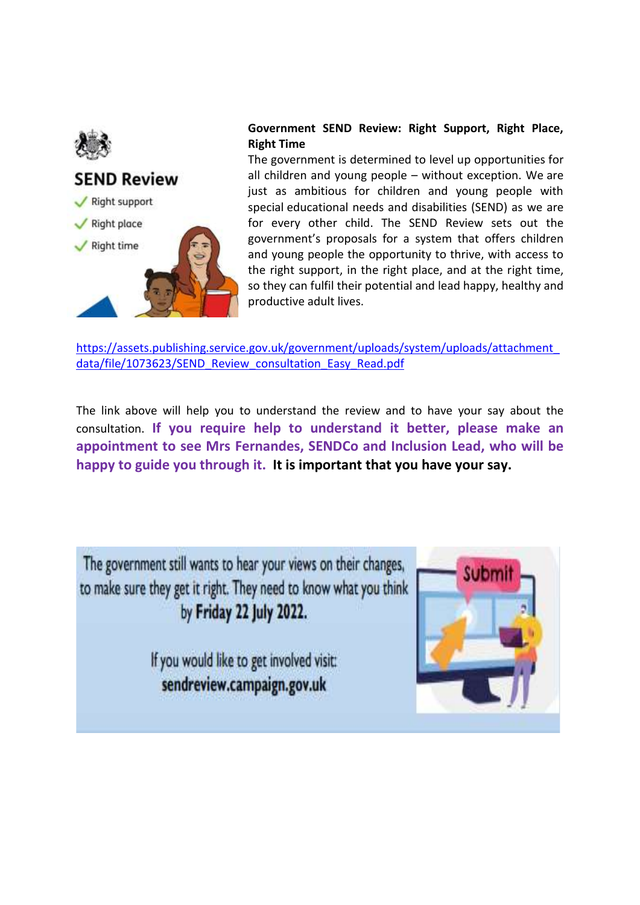**Government SEND Review: Right Support, Right Place, Right Time**

The government is determined to level up opportunities for all children and young people – without exception. We are just as ambitious for children and young people with special educational needs and disabilities (SEND) as we are for every other child. The SEND Review sets out the government's proposals for a system that offers children and young people the opportunity to thrive, with access to the right support, in the right place, and at the right time, so they can fulfil their potential and lead happy, healthy and productive adult lives.

https://assets.publishing.service.gov.uk/government/uploads/system/uploads/attachment_data/file/1073623/SEND_Review_consultation_Easy_Read.pdf

The link above will help you to understand the review and to have your say about the consultation. **If you require help to understand it better, please make an appointment to see Mrs Fernandes, SENDCo and Inclusion Lead, who will be happy to guide you through it.** **It is important that you have your say.**

The government still wants to hear your views on their changes, to make sure they get it right. They need to know what you think by **Friday 22 July 2022.**

If you would like to get involved visit:
**sendreview.campaign.gov.uk**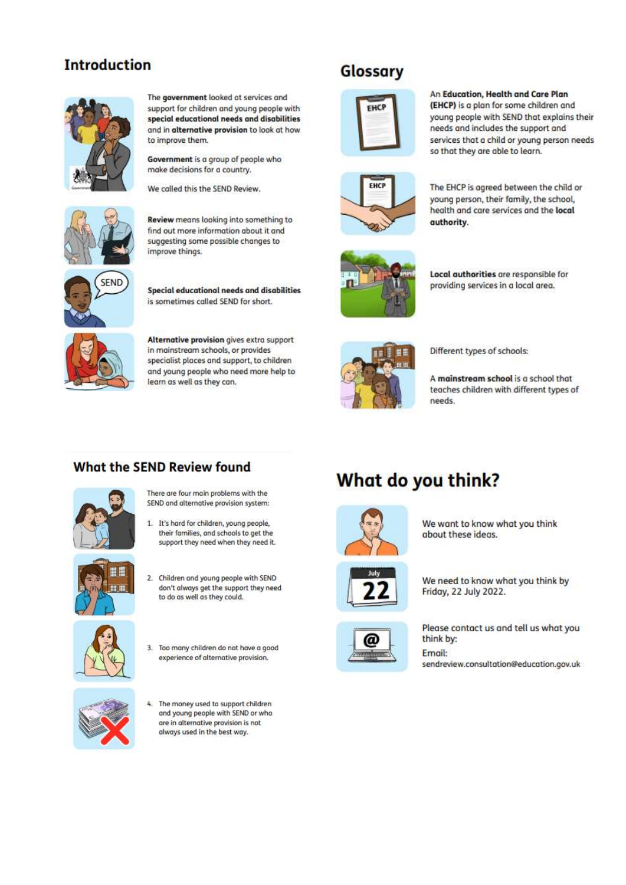## Introduction

The **government** looked at services and support for children and young people with **special educational needs and disabilities** and in **alternative provision** to look at how to improve them.

**Government** is a group of people who make decisions for a country.

We called this the SEND Review.

**Review** means looking into something to find out more information about it and suggesting some possible changes to improve things.

**Special educational needs and disabilities** is sometimes called SEND for short.

**Alternative provision** gives extra support in mainstream schools, or provides specialist places and support, to children and young people who need more help to learn as well as they can.

## Glossary

An **Education, Health and Care Plan (EHCP)** is a plan for some children and young people with SEND that explains their needs and includes the support and services that a child or young person needs so that they are able to learn.

The EHCP is agreed between the child or young person, their family, the school, health and care services and the **local authority**.

**Local authorities** are responsible for providing services in a local area.

Different types of schools:

A **mainstream school** is a school that teaches children with different types of needs.

## What the SEND Review found

There are four main problems with the SEND and alternative provision system:

1. It's hard for children, young people, their families, and schools to get the support they need when they need it.
2. Children and young people with SEND don't always get the support they need to do as well as they could.
3. Too many children do not have a good experience of alternative provision.
4. The money used to support children and young people with SEND or who are in alternative provision is not always used in the best way.

## What do you think?

We want to know what you think about these ideas.

We need to know what you think by Friday, 22 July 2022.

Please contact us and tell us what you think by:

Email:
sendreview.consultation@education.gov.uk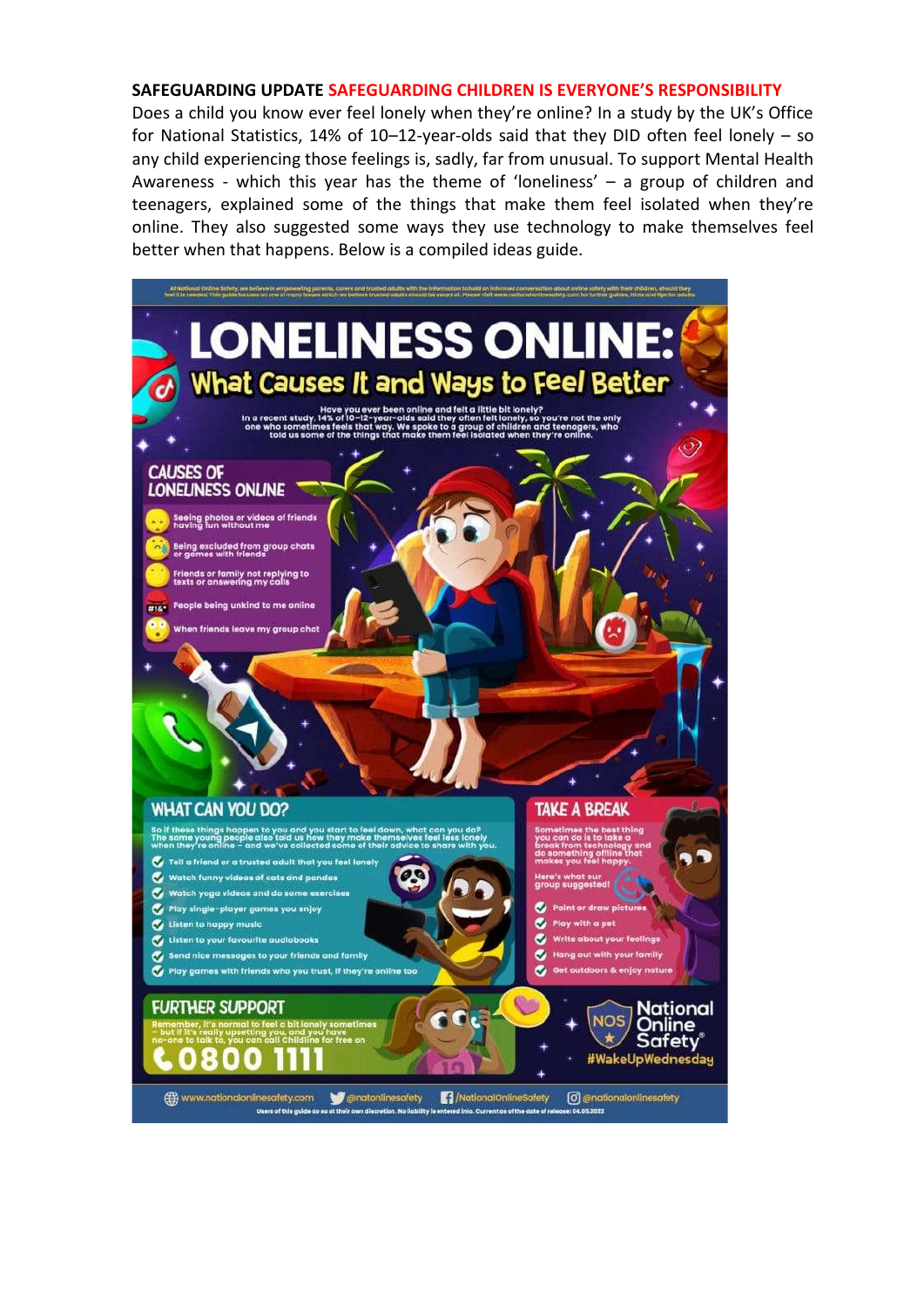**SAFEGUARDING UPDATE** **SAFEGUARDING CHILDREN IS EVERYONE'S RESPONSIBILITY**

Does a child you know ever feel lonely when they're online? In a study by the UK's Office for National Statistics, 14% of 10–12-year-olds said that they DID often feel lonely – so any child experiencing those feelings is, sadly, far from unusual. To support Mental Health Awareness - which this year has the theme of 'loneliness' – a group of children and teenagers, explained some of the things that make them feel isolated when they're online. They also suggested some ways they use technology to make themselves feel better when that happens. Below is a compiled ideas guide.

At National Online Safety, we believe in empowering parents, carers and trusted adults with the information to hold an informed conversation about online safety with their children, should they feel it is needed. This guide focuses on one of many issues which we believe trusted adults should be aware of. Please visit www.nationalonlinesafety.com for further guides, hints and tips for adults.

# LONELINESS ONLINE:

## What Causes It and Ways to Feel Better

Have you ever been online and felt a little bit lonely? In a recent study, 14% of 10–12-year-olds said they often felt lonely, so you're not the only one who sometimes feels that way. We spoke to a group of children and teenagers, who told us some of the things that make them feel isolated when they're online.

### CAUSES OF LONELINESS ONLINE

- Seeing photos or videos of friends having fun without me
- Being excluded from group chats or games with friends
- Friends or family not replying to texts or answering my calls
- People being unkind to me online
- When friends leave my group chat

### WHAT CAN YOU DO?

So if these things happen to you and you start to feel down, what can you do? The same young people also told us how they make themselves feel less lonely when they're online – and we've collected some of their advice to share with you.

- Tell a friend or a trusted adult that you feel lonely
- Watch funny videos of cats and pandas
- Watch yoga videos and do some exercises
- Play single-player games you enjoy
- Listen to happy music
- Listen to your favourite audiobooks
- Send nice messages to your friends and family
- Play games with friends who you trust, if they're online too

### TAKE A BREAK

Sometimes the best thing you can do is to take a break from technology and do something offline that makes you feel happy.

Here's what our group suggested!

- Paint or draw pictures
- Play with a pet
- Write about your feelings
- Hang out with your family
- Get outdoors & enjoy nature

### FURTHER SUPPORT

Remember, it's normal to feel a bit lonely sometimes – but if it's really upsetting you, and you have no-one to talk to, you can call Childline for free on

**0800 1111**

National Online Safety #WakeUpWednesday

www.nationalonlinesafety.com @natonlinesafety /NationalOnlineSafety @nationalonlinesafety

Users of this guide do so at their own discretion. No liability is entered into. Current as of the date of release: 04.05.2022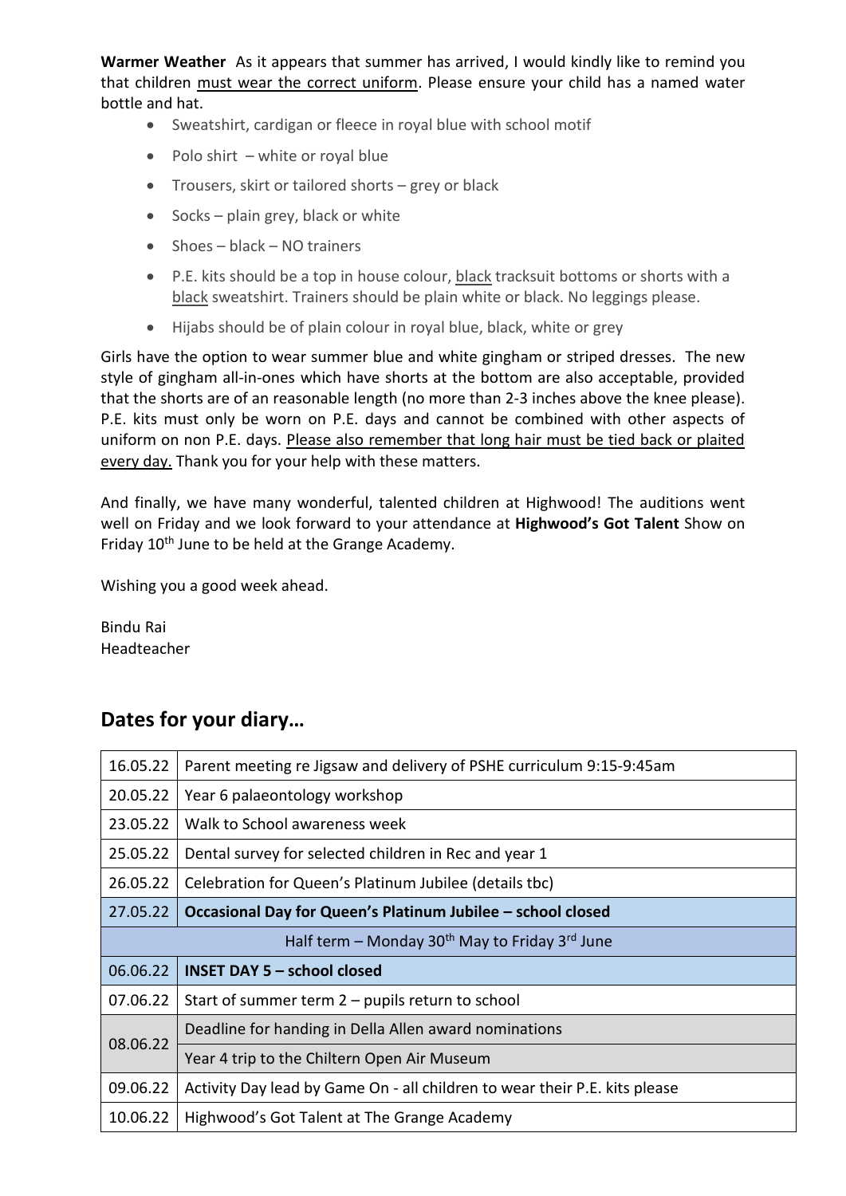**Warmer Weather** As it appears that summer has arrived, I would kindly like to remind you that children must wear the correct uniform. Please ensure your child has a named water bottle and hat.

- Sweatshirt, cardigan or fleece in royal blue with school motif
- Polo shirt – white or royal blue
- Trousers, skirt or tailored shorts – grey or black
- Socks – plain grey, black or white
- Shoes – black – NO trainers
- P.E. kits should be a top in house colour, black tracksuit bottoms or shorts with a black sweatshirt. Trainers should be plain white or black. No leggings please.
- Hijabs should be of plain colour in royal blue, black, white or grey

Girls have the option to wear summer blue and white gingham or striped dresses. The new style of gingham all-in-ones which have shorts at the bottom are also acceptable, provided that the shorts are of an reasonable length (no more than 2-3 inches above the knee please). P.E. kits must only be worn on P.E. days and cannot be combined with other aspects of uniform on non P.E. days. Please also remember that long hair must be tied back or plaited every day. Thank you for your help with these matters.

And finally, we have many wonderful, talented children at Highwood! The auditions went well on Friday and we look forward to your attendance at **Highwood's Got Talent** Show on Friday 10th June to be held at the Grange Academy.

Wishing you a good week ahead.

Bindu Rai
Headteacher

## Dates for your diary…

| Date | Event |
|---|---|
| 16.05.22 | Parent meeting re Jigsaw and delivery of PSHE curriculum 9:15-9:45am |
| 20.05.22 | Year 6 palaeontology workshop |
| 23.05.22 | Walk to School awareness week |
| 25.05.22 | Dental survey for selected children in Rec and year 1 |
| 26.05.22 | Celebration for Queen's Platinum Jubilee (details tbc) |
| 27.05.22 | **Occasional Day for Queen's Platinum Jubilee – school closed** |
| Half term – Monday 30th May to Friday 3rd June | |
| 06.06.22 | **INSET DAY 5 – school closed** |
| 07.06.22 | Start of summer term 2 – pupils return to school |
| 08.06.22 | Deadline for handing in Della Allen award nominations |
| | Year 4 trip to the Chiltern Open Air Museum |
| 09.06.22 | Activity Day lead by Game On - all children to wear their P.E. kits please |
| 10.06.22 | Highwood's Got Talent at The Grange Academy |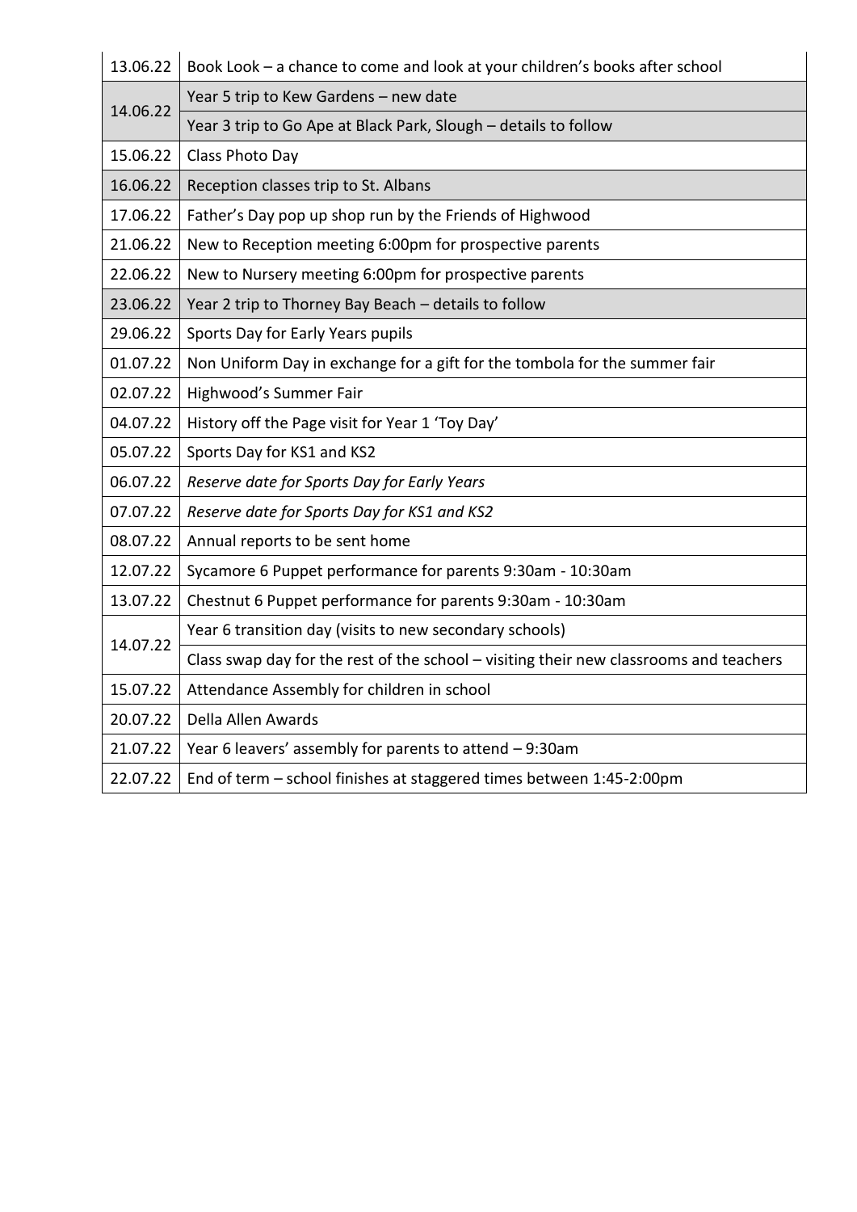| | |
|---|---|
| 13.06.22 | Book Look – a chance to come and look at your children's books after school |
| 14.06.22 | Year 5 trip to Kew Gardens – new date |
| | Year 3 trip to Go Ape at Black Park, Slough – details to follow |
| 15.06.22 | Class Photo Day |
| 16.06.22 | Reception classes trip to St. Albans |
| 17.06.22 | Father's Day pop up shop run by the Friends of Highwood |
| 21.06.22 | New to Reception meeting 6:00pm for prospective parents |
| 22.06.22 | New to Nursery meeting 6:00pm for prospective parents |
| 23.06.22 | Year 2 trip to Thorney Bay Beach – details to follow |
| 29.06.22 | Sports Day for Early Years pupils |
| 01.07.22 | Non Uniform Day in exchange for a gift for the tombola for the summer fair |
| 02.07.22 | Highwood's Summer Fair |
| 04.07.22 | History off the Page visit for Year 1 'Toy Day' |
| 05.07.22 | Sports Day for KS1 and KS2 |
| 06.07.22 | *Reserve date for Sports Day for Early Years* |
| 07.07.22 | *Reserve date for Sports Day for KS1 and KS2* |
| 08.07.22 | Annual reports to be sent home |
| 12.07.22 | Sycamore 6 Puppet performance for parents 9:30am - 10:30am |
| 13.07.22 | Chestnut 6 Puppet performance for parents 9:30am - 10:30am |
| 14.07.22 | Year 6 transition day (visits to new secondary schools) |
| | Class swap day for the rest of the school – visiting their new classrooms and teachers |
| 15.07.22 | Attendance Assembly for children in school |
| 20.07.22 | Della Allen Awards |
| 21.07.22 | Year 6 leavers' assembly for parents to attend – 9:30am |
| 22.07.22 | End of term – school finishes at staggered times between 1:45-2:00pm |